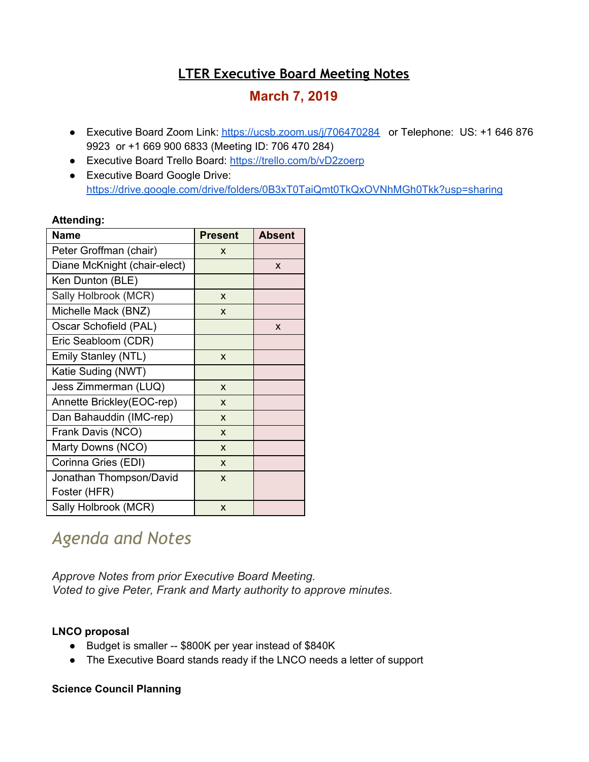# LTER Executive Board Meeting Notes

## March 7, 2019

- Executive Board Zoom Link: https://ucsb.zoom.us/j/706470284 or Telephone: US: +1 646 876 9923 or +1 669 900 6833 (Meeting ID: 706 470 284)
- Executive Board Trello Board: https://trello.com/b/vD2zoerp
- Executive Board Google Drive: https://drive.google.com/drive/folders/0B3xT0TaiQmt0TkQxOVNhMGh0Tkk?usp=sharing

**Attending:**

| Name | Present | Absent |
|---|---|---|
| Peter Groffman (chair) | x | |
| Diane McKnight (chair-elect) | | x |
| Ken Dunton (BLE) | | |
| Sally Holbrook (MCR) | x | |
| Michelle Mack (BNZ) | x | |
| Oscar Schofield (PAL) | | x |
| Eric Seabloom (CDR) | | |
| Emily Stanley (NTL) | x | |
| Katie Suding (NWT) | | |
| Jess Zimmerman (LUQ) | x | |
| Annette Brickley(EOC-rep) | x | |
| Dan Bahauddin (IMC-rep) | x | |
| Frank Davis (NCO) | x | |
| Marty Downs (NCO) | x | |
| Corinna Gries (EDI) | x | |
| Jonathan Thompson/David Foster (HFR) | x | |
| Sally Holbrook (MCR) | x | |

## *Agenda and Notes*

*Approve Notes from prior Executive Board Meeting.*
*Voted to give Peter, Frank and Marty authority to approve minutes.*

**LNCO proposal**

- Budget is smaller -- $800K per year instead of $840K
- The Executive Board stands ready if the LNCO needs a letter of support

**Science Council Planning**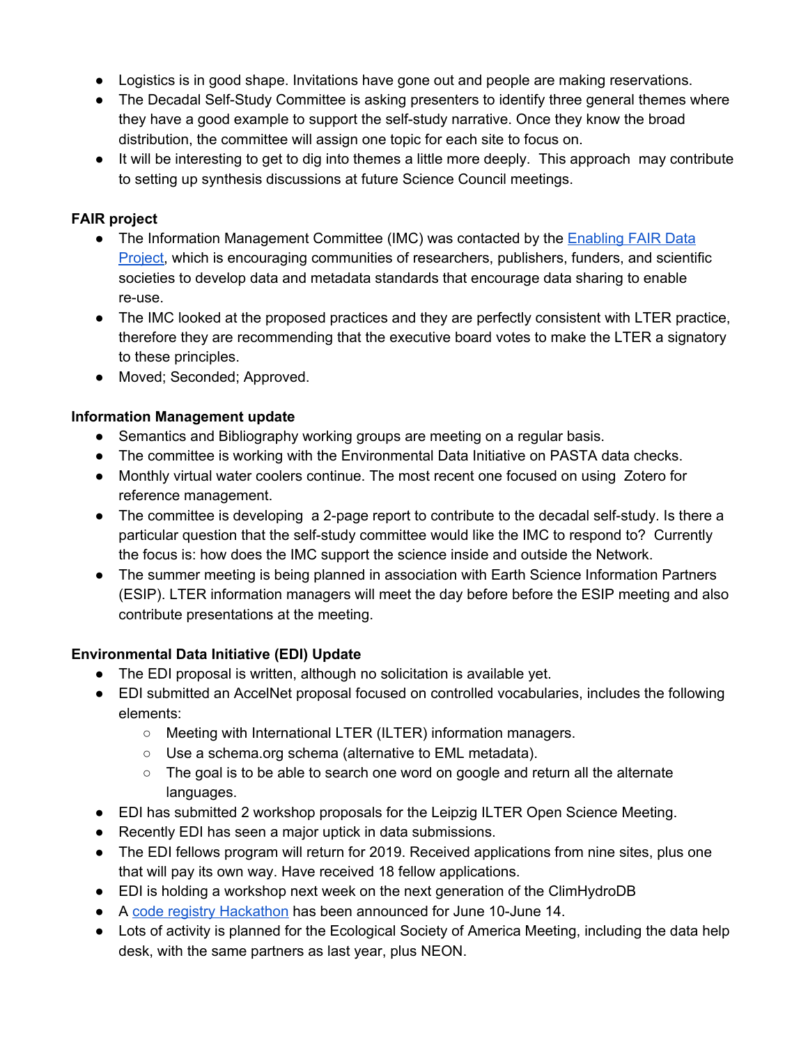- Logistics is in good shape. Invitations have gone out and people are making reservations.
- The Decadal Self-Study Committee is asking presenters to identify three general themes where they have a good example to support the self-study narrative. Once they know the broad distribution, the committee will assign one topic for each site to focus on.
- It will be interesting to get to dig into themes a little more deeply. This approach may contribute to setting up synthesis discussions at future Science Council meetings.

**FAIR project**

- The Information Management Committee (IMC) was contacted by the [Enabling FAIR Data Project](), which is encouraging communities of researchers, publishers, funders, and scientific societies to develop data and metadata standards that encourage data sharing to enable re-use.
- The IMC looked at the proposed practices and they are perfectly consistent with LTER practice, therefore they are recommending that the executive board votes to make the LTER a signatory to these principles.
- Moved; Seconded; Approved.

**Information Management update**

- Semantics and Bibliography working groups are meeting on a regular basis.
- The committee is working with the Environmental Data Initiative on PASTA data checks.
- Monthly virtual water coolers continue. The most recent one focused on using Zotero for reference management.
- The committee is developing a 2-page report to contribute to the decadal self-study. Is there a particular question that the self-study committee would like the IMC to respond to? Currently the focus is: how does the IMC support the science inside and outside the Network.
- The summer meeting is being planned in association with Earth Science Information Partners (ESIP). LTER information managers will meet the day before before the ESIP meeting and also contribute presentations at the meeting.

**Environmental Data Initiative (EDI) Update**

- The EDI proposal is written, although no solicitation is available yet.
- EDI submitted an AccelNet proposal focused on controlled vocabularies, includes the following elements:
  - Meeting with International LTER (ILTER) information managers.
  - Use a schema.org schema (alternative to EML metadata).
  - The goal is to be able to search one word on google and return all the alternate languages.
- EDI has submitted 2 workshop proposals for the Leipzig ILTER Open Science Meeting.
- Recently EDI has seen a major uptick in data submissions.
- The EDI fellows program will return for 2019. Received applications from nine sites, plus one that will pay its own way. Have received 18 fellow applications.
- EDI is holding a workshop next week on the next generation of the ClimHydroDB
- A [code registry Hackathon]() has been announced for June 10-June 14.
- Lots of activity is planned for the Ecological Society of America Meeting, including the data help desk, with the same partners as last year, plus NEON.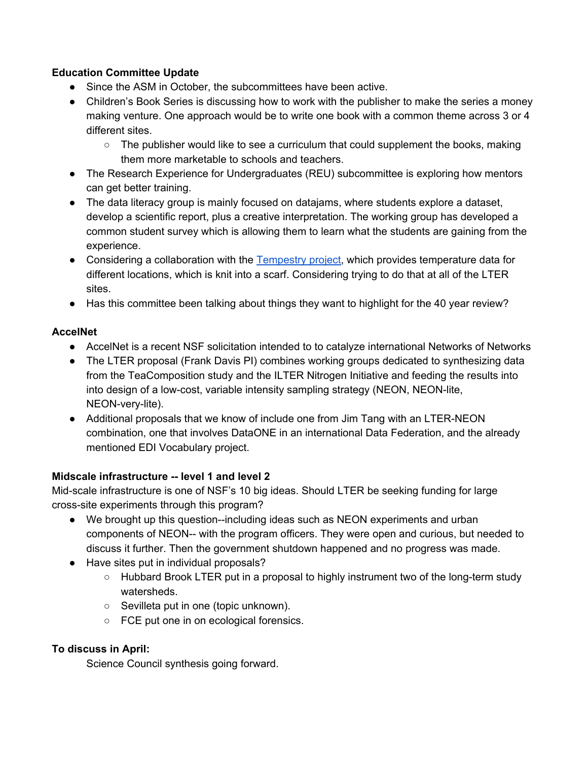**Education Committee Update**

- Since the ASM in October, the subcommittees have been active.
- Children's Book Series is discussing how to work with the publisher to make the series a money making venture. One approach would be to write one book with a common theme across 3 or 4 different sites.
    - The publisher would like to see a curriculum that could supplement the books, making them more marketable to schools and teachers.
- The Research Experience for Undergraduates (REU) subcommittee is exploring how mentors can get better training.
- The data literacy group is mainly focused on datajams, where students explore a dataset, develop a scientific report, plus a creative interpretation. The working group has developed a common student survey which is allowing them to learn what the students are gaining from the experience.
- Considering a collaboration with the [Tempestry project](), which provides temperature data for different locations, which is knit into a scarf. Considering trying to do that at all of the LTER sites.
- Has this committee been talking about things they want to highlight for the 40 year review?

**AccelNet**

- AccelNet is a recent NSF solicitation intended to to catalyze international Networks of Networks
- The LTER proposal (Frank Davis PI) combines working groups dedicated to synthesizing data from the TeaComposition study and the ILTER Nitrogen Initiative and feeding the results into into design of a low-cost, variable intensity sampling strategy (NEON, NEON-lite, NEON-very-lite).
- Additional proposals that we know of include one from Jim Tang with an LTER-NEON combination, one that involves DataONE in an international Data Federation, and the already mentioned EDI Vocabulary project.

**Midscale infrastructure -- level 1 and level 2**

Mid-scale infrastructure is one of NSF's 10 big ideas. Should LTER be seeking funding for large cross-site experiments through this program?

- We brought up this question--including ideas such as NEON experiments and urban components of NEON-- with the program officers. They were open and curious, but needed to discuss it further. Then the government shutdown happened and no progress was made.
- Have sites put in individual proposals?
    - Hubbard Brook LTER put in a proposal to highly instrument two of the long-term study watersheds.
    - Sevilleta put in one (topic unknown).
    - FCE put one in on ecological forensics.

**To discuss in April:**

Science Council synthesis going forward.